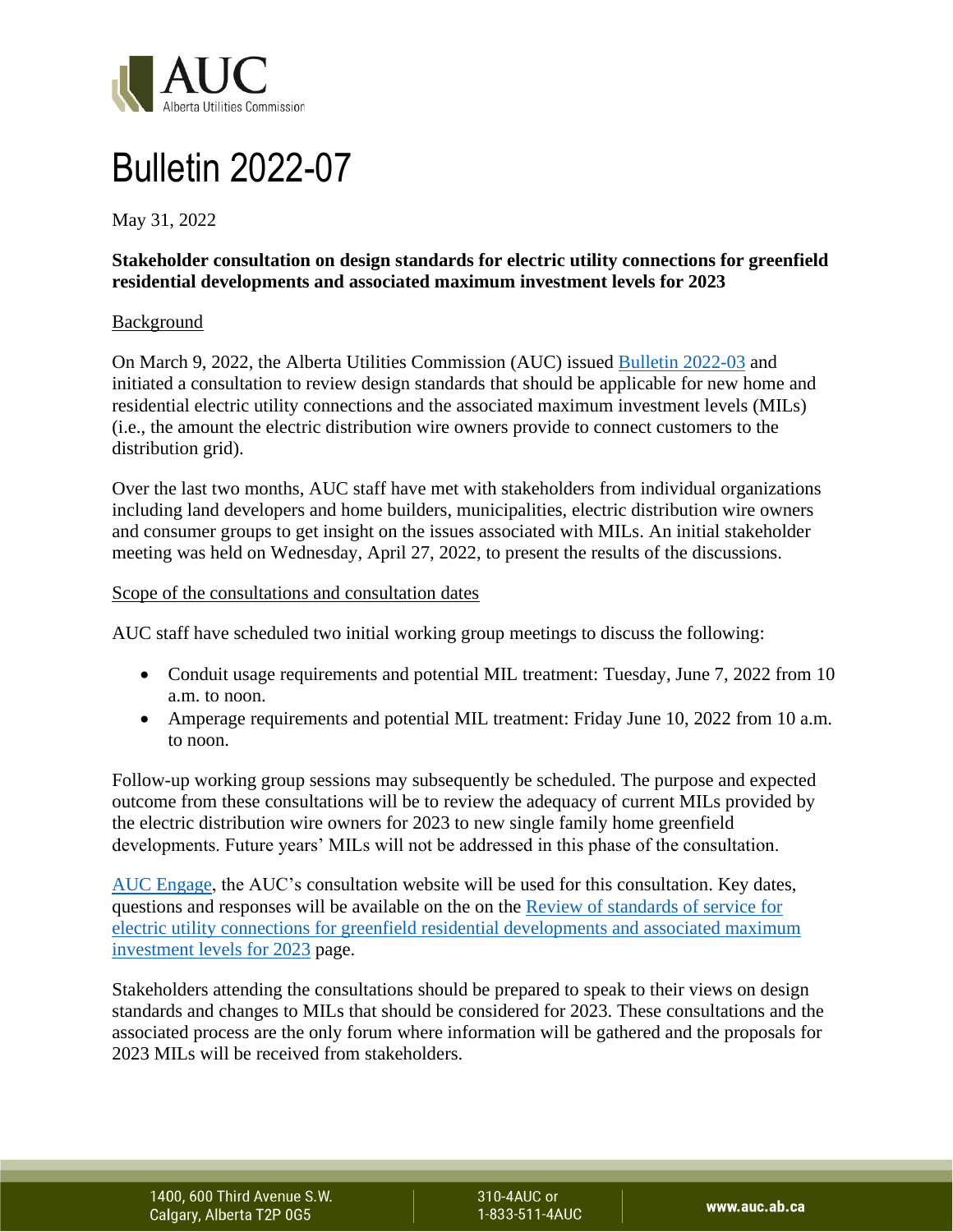# Bulletin 2022-07

May 31, 2022

**Stakeholder consultation on design standards for electric utility connections for greenfield residential developments and associated maximum investment levels for 2023**

## Background

On March 9, 2022, the Alberta Utilities Commission (AUC) issued Bulletin 2022-03 and initiated a consultation to review design standards that should be applicable for new home and residential electric utility connections and the associated maximum investment levels (MILs) (i.e., the amount the electric distribution wire owners provide to connect customers to the distribution grid).

Over the last two months, AUC staff have met with stakeholders from individual organizations including land developers and home builders, municipalities, electric distribution wire owners and consumer groups to get insight on the issues associated with MILs. An initial stakeholder meeting was held on Wednesday, April 27, 2022, to present the results of the discussions.

## Scope of the consultations and consultation dates

AUC staff have scheduled two initial working group meetings to discuss the following:

- Conduit usage requirements and potential MIL treatment: Tuesday, June 7, 2022 from 10 a.m. to noon.
- Amperage requirements and potential MIL treatment: Friday June 10, 2022 from 10 a.m. to noon.

Follow-up working group sessions may subsequently be scheduled. The purpose and expected outcome from these consultations will be to review the adequacy of current MILs provided by the electric distribution wire owners for 2023 to new single family home greenfield developments. Future years' MILs will not be addressed in this phase of the consultation.

AUC Engage, the AUC's consultation website will be used for this consultation. Key dates, questions and responses will be available on the on the Review of standards of service for electric utility connections for greenfield residential developments and associated maximum investment levels for 2023 page.

Stakeholders attending the consultations should be prepared to speak to their views on design standards and changes to MILs that should be considered for 2023. These consultations and the associated process are the only forum where information will be gathered and the proposals for 2023 MILs will be received from stakeholders.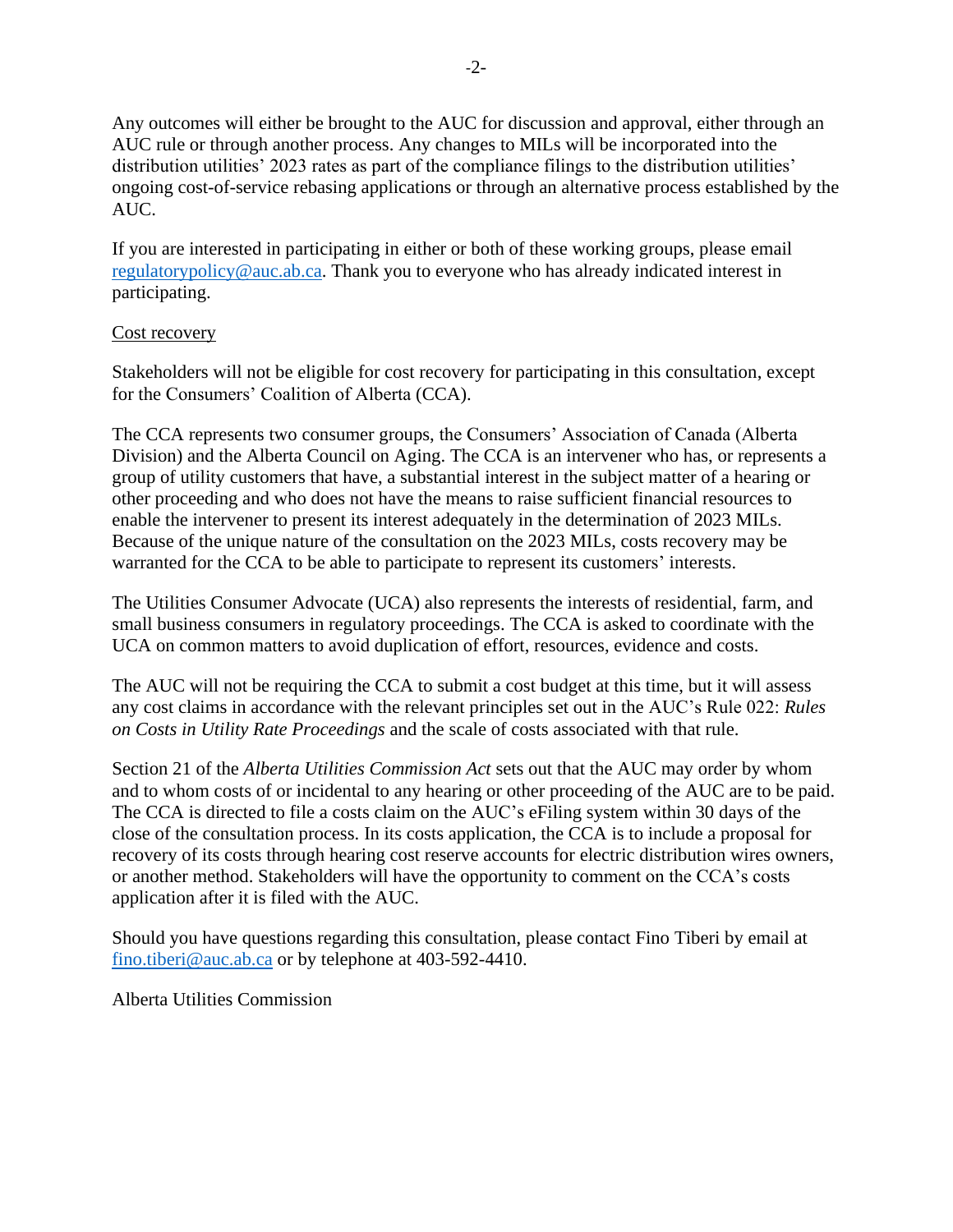Any outcomes will either be brought to the AUC for discussion and approval, either through an AUC rule or through another process. Any changes to MILs will be incorporated into the distribution utilities' 2023 rates as part of the compliance filings to the distribution utilities' ongoing cost-of-service rebasing applications or through an alternative process established by the AUC.

If you are interested in participating in either or both of these working groups, please email regulatorypolicy@auc.ab.ca. Thank you to everyone who has already indicated interest in participating.

<u>Cost recovery</u>

Stakeholders will not be eligible for cost recovery for participating in this consultation, except for the Consumers' Coalition of Alberta (CCA).

The CCA represents two consumer groups, the Consumers' Association of Canada (Alberta Division) and the Alberta Council on Aging. The CCA is an intervener who has, or represents a group of utility customers that have, a substantial interest in the subject matter of a hearing or other proceeding and who does not have the means to raise sufficient financial resources to enable the intervener to present its interest adequately in the determination of 2023 MILs. Because of the unique nature of the consultation on the 2023 MILs, costs recovery may be warranted for the CCA to be able to participate to represent its customers' interests.

The Utilities Consumer Advocate (UCA) also represents the interests of residential, farm, and small business consumers in regulatory proceedings. The CCA is asked to coordinate with the UCA on common matters to avoid duplication of effort, resources, evidence and costs.

The AUC will not be requiring the CCA to submit a cost budget at this time, but it will assess any cost claims in accordance with the relevant principles set out in the AUC's Rule 022: *Rules on Costs in Utility Rate Proceedings* and the scale of costs associated with that rule.

Section 21 of the *Alberta Utilities Commission Act* sets out that the AUC may order by whom and to whom costs of or incidental to any hearing or other proceeding of the AUC are to be paid. The CCA is directed to file a costs claim on the AUC's eFiling system within 30 days of the close of the consultation process. In its costs application, the CCA is to include a proposal for recovery of its costs through hearing cost reserve accounts for electric distribution wires owners, or another method. Stakeholders will have the opportunity to comment on the CCA's costs application after it is filed with the AUC.

Should you have questions regarding this consultation, please contact Fino Tiberi by email at fino.tiberi@auc.ab.ca or by telephone at 403-592-4410.

Alberta Utilities Commission